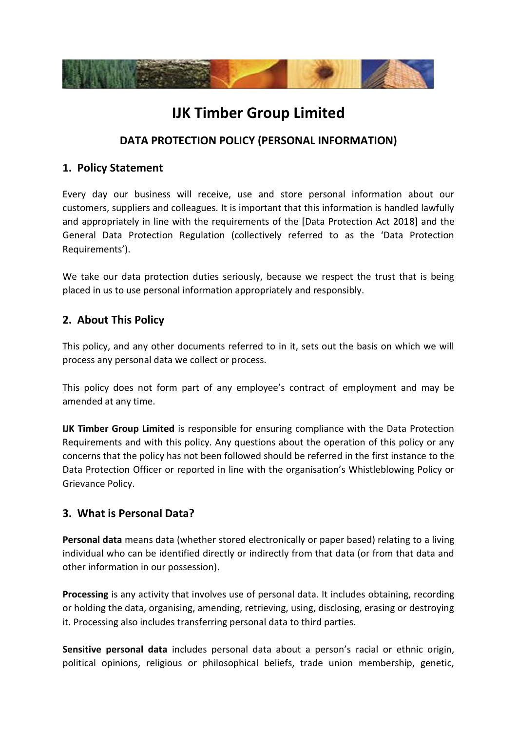# IJK Timber Group Limited

## DATA PROTECTION POLICY (PERSONAL INFORMATION)

### 1. Policy Statement

Every day our business will receive, use and store personal information about our customers, suppliers and colleagues. It is important that this information is handled lawfully and appropriately in line with the requirements of the [Data Protection Act 2018] and the General Data Protection Regulation (collectively referred to as the 'Data Protection Requirements').

We take our data protection duties seriously, because we respect the trust that is being placed in us to use personal information appropriately and responsibly.

### 2. About This Policy

This policy, and any other documents referred to in it, sets out the basis on which we will process any personal data we collect or process.

This policy does not form part of any employee's contract of employment and may be amended at any time.

**IJK Timber Group Limited** is responsible for ensuring compliance with the Data Protection Requirements and with this policy. Any questions about the operation of this policy or any concerns that the policy has not been followed should be referred in the first instance to the Data Protection Officer or reported in line with the organisation's Whistleblowing Policy or Grievance Policy.

### 3. What is Personal Data?

**Personal data** means data (whether stored electronically or paper based) relating to a living individual who can be identified directly or indirectly from that data (or from that data and other information in our possession).

**Processing** is any activity that involves use of personal data. It includes obtaining, recording or holding the data, organising, amending, retrieving, using, disclosing, erasing or destroying it. Processing also includes transferring personal data to third parties.

**Sensitive personal data** includes personal data about a person's racial or ethnic origin, political opinions, religious or philosophical beliefs, trade union membership, genetic,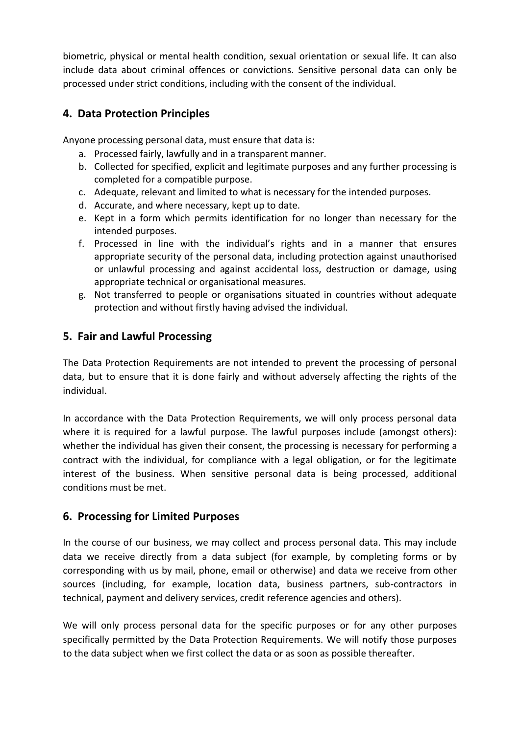biometric, physical or mental health condition, sexual orientation or sexual life. It can also include data about criminal offences or convictions. Sensitive personal data can only be processed under strict conditions, including with the consent of the individual.

## 4. Data Protection Principles

Anyone processing personal data, must ensure that data is:

a. Processed fairly, lawfully and in a transparent manner.
b. Collected for specified, explicit and legitimate purposes and any further processing is completed for a compatible purpose.
c. Adequate, relevant and limited to what is necessary for the intended purposes.
d. Accurate, and where necessary, kept up to date.
e. Kept in a form which permits identification for no longer than necessary for the intended purposes.
f. Processed in line with the individual's rights and in a manner that ensures appropriate security of the personal data, including protection against unauthorised or unlawful processing and against accidental loss, destruction or damage, using appropriate technical or organisational measures.
g. Not transferred to people or organisations situated in countries without adequate protection and without firstly having advised the individual.

## 5. Fair and Lawful Processing

The Data Protection Requirements are not intended to prevent the processing of personal data, but to ensure that it is done fairly and without adversely affecting the rights of the individual.

In accordance with the Data Protection Requirements, we will only process personal data where it is required for a lawful purpose. The lawful purposes include (amongst others): whether the individual has given their consent, the processing is necessary for performing a contract with the individual, for compliance with a legal obligation, or for the legitimate interest of the business. When sensitive personal data is being processed, additional conditions must be met.

## 6. Processing for Limited Purposes

In the course of our business, we may collect and process personal data. This may include data we receive directly from a data subject (for example, by completing forms or by corresponding with us by mail, phone, email or otherwise) and data we receive from other sources (including, for example, location data, business partners, sub-contractors in technical, payment and delivery services, credit reference agencies and others).

We will only process personal data for the specific purposes or for any other purposes specifically permitted by the Data Protection Requirements. We will notify those purposes to the data subject when we first collect the data or as soon as possible thereafter.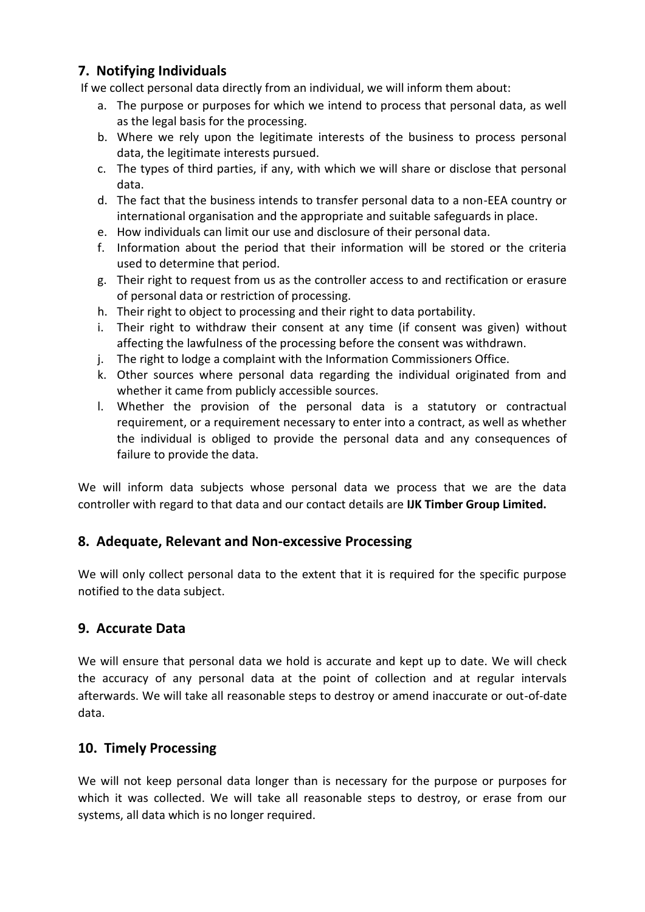## 7. Notifying Individuals

If we collect personal data directly from an individual, we will inform them about:

a. The purpose or purposes for which we intend to process that personal data, as well as the legal basis for the processing.
b. Where we rely upon the legitimate interests of the business to process personal data, the legitimate interests pursued.
c. The types of third parties, if any, with which we will share or disclose that personal data.
d. The fact that the business intends to transfer personal data to a non-EEA country or international organisation and the appropriate and suitable safeguards in place.
e. How individuals can limit our use and disclosure of their personal data.
f. Information about the period that their information will be stored or the criteria used to determine that period.
g. Their right to request from us as the controller access to and rectification or erasure of personal data or restriction of processing.
h. Their right to object to processing and their right to data portability.
i. Their right to withdraw their consent at any time (if consent was given) without affecting the lawfulness of the processing before the consent was withdrawn.
j. The right to lodge a complaint with the Information Commissioners Office.
k. Other sources where personal data regarding the individual originated from and whether it came from publicly accessible sources.
l. Whether the provision of the personal data is a statutory or contractual requirement, or a requirement necessary to enter into a contract, as well as whether the individual is obliged to provide the personal data and any consequences of failure to provide the data.

We will inform data subjects whose personal data we process that we are the data controller with regard to that data and our contact details are **IJK Timber Group Limited.**

## 8. Adequate, Relevant and Non-excessive Processing

We will only collect personal data to the extent that it is required for the specific purpose notified to the data subject.

## 9. Accurate Data

We will ensure that personal data we hold is accurate and kept up to date. We will check the accuracy of any personal data at the point of collection and at regular intervals afterwards. We will take all reasonable steps to destroy or amend inaccurate or out-of-date data.

## 10. Timely Processing

We will not keep personal data longer than is necessary for the purpose or purposes for which it was collected. We will take all reasonable steps to destroy, or erase from our systems, all data which is no longer required.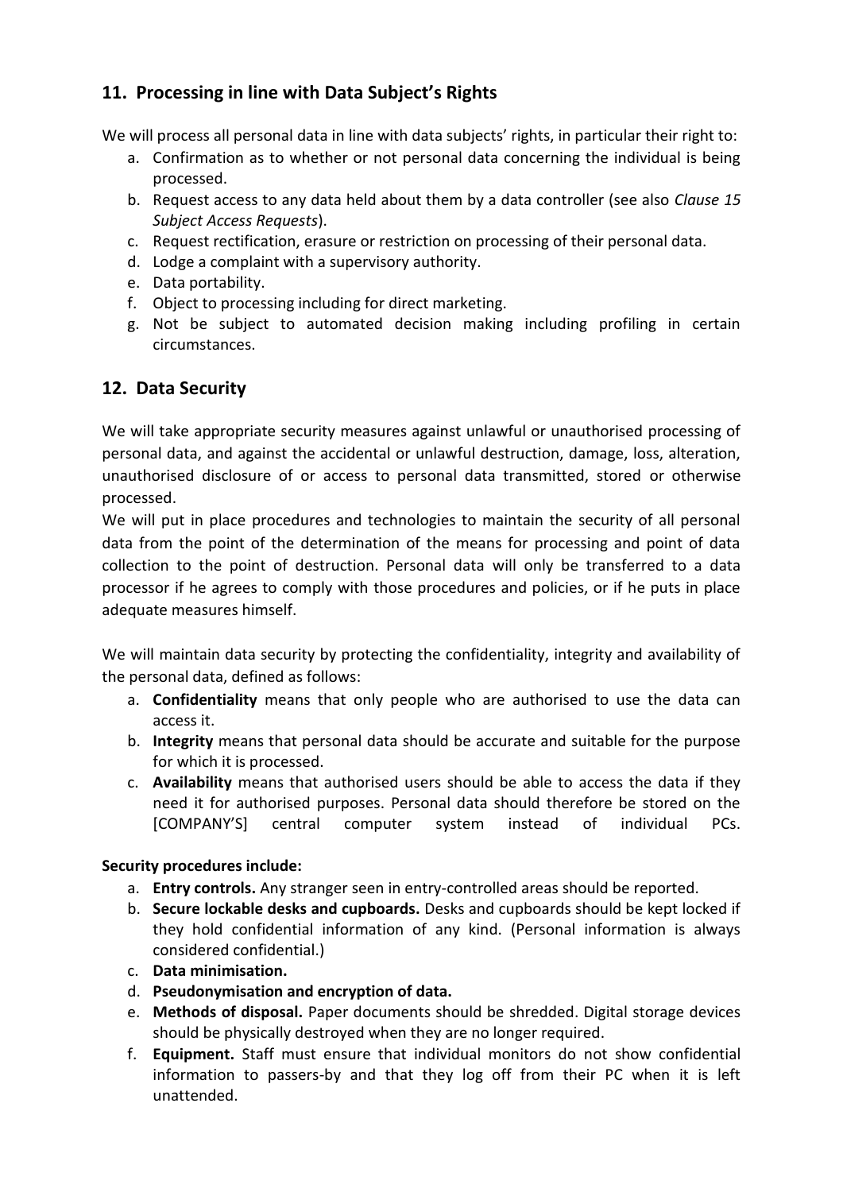## 11. Processing in line with Data Subject's Rights

We will process all personal data in line with data subjects' rights, in particular their right to:

a. Confirmation as to whether or not personal data concerning the individual is being processed.
b. Request access to any data held about them by a data controller (see also *Clause 15 Subject Access Requests*).
c. Request rectification, erasure or restriction on processing of their personal data.
d. Lodge a complaint with a supervisory authority.
e. Data portability.
f. Object to processing including for direct marketing.
g. Not be subject to automated decision making including profiling in certain circumstances.

## 12. Data Security

We will take appropriate security measures against unlawful or unauthorised processing of personal data, and against the accidental or unlawful destruction, damage, loss, alteration, unauthorised disclosure of or access to personal data transmitted, stored or otherwise processed.

We will put in place procedures and technologies to maintain the security of all personal data from the point of the determination of the means for processing and point of data collection to the point of destruction. Personal data will only be transferred to a data processor if he agrees to comply with those procedures and policies, or if he puts in place adequate measures himself.

We will maintain data security by protecting the confidentiality, integrity and availability of the personal data, defined as follows:

a. **Confidentiality** means that only people who are authorised to use the data can access it.
b. **Integrity** means that personal data should be accurate and suitable for the purpose for which it is processed.
c. **Availability** means that authorised users should be able to access the data if they need it for authorised purposes. Personal data should therefore be stored on the [COMPANY'S] central computer system instead of individual PCs.

**Security procedures include:**

a. **Entry controls.** Any stranger seen in entry-controlled areas should be reported.
b. **Secure lockable desks and cupboards.** Desks and cupboards should be kept locked if they hold confidential information of any kind. (Personal information is always considered confidential.)
c. **Data minimisation.**
d. **Pseudonymisation and encryption of data.**
e. **Methods of disposal.** Paper documents should be shredded. Digital storage devices should be physically destroyed when they are no longer required.
f. **Equipment.** Staff must ensure that individual monitors do not show confidential information to passers-by and that they log off from their PC when it is left unattended.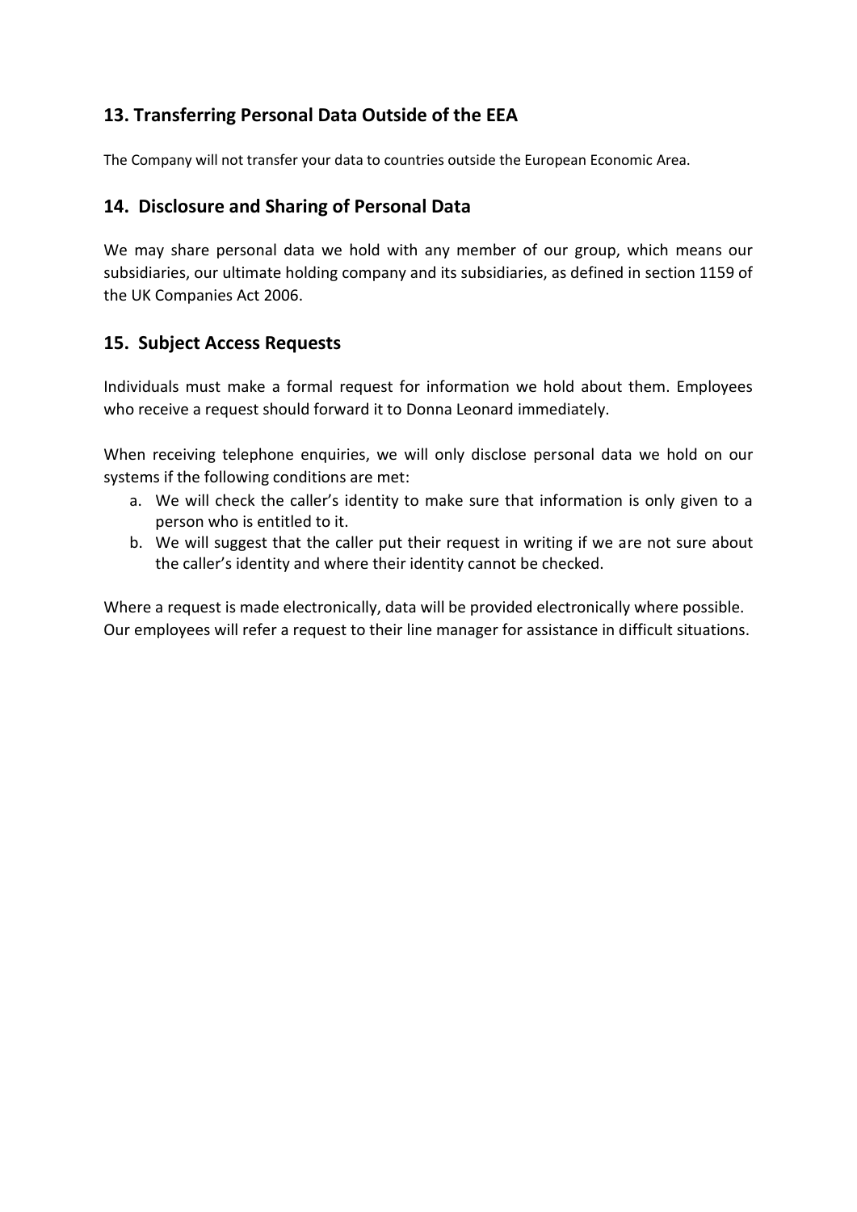## 13. Transferring Personal Data Outside of the EEA

The Company will not transfer your data to countries outside the European Economic Area.

## 14. Disclosure and Sharing of Personal Data

We may share personal data we hold with any member of our group, which means our subsidiaries, our ultimate holding company and its subsidiaries, as defined in section 1159 of the UK Companies Act 2006.

## 15. Subject Access Requests

Individuals must make a formal request for information we hold about them. Employees who receive a request should forward it to Donna Leonard immediately.

When receiving telephone enquiries, we will only disclose personal data we hold on our systems if the following conditions are met:

a. We will check the caller's identity to make sure that information is only given to a person who is entitled to it.
b. We will suggest that the caller put their request in writing if we are not sure about the caller's identity and where their identity cannot be checked.

Where a request is made electronically, data will be provided electronically where possible. Our employees will refer a request to their line manager for assistance in difficult situations.